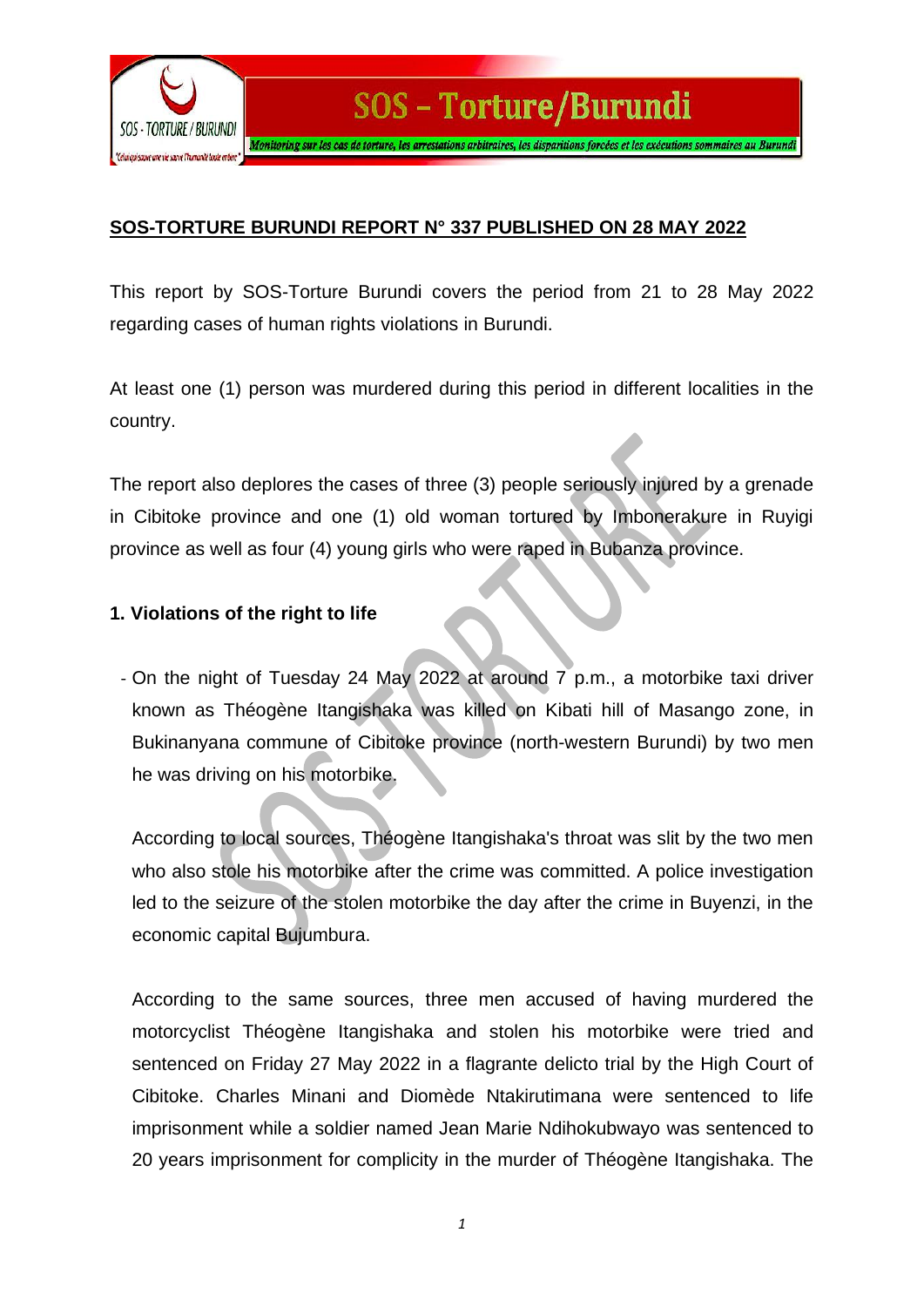**SOS-TORTURE BURUNDI REPORT N° 337 PUBLISHED ON 28 MAY 2022**

This report by SOS-Torture Burundi covers the period from 21 to 28 May 2022 regarding cases of human rights violations in Burundi.

At least one (1) person was murdered during this period in different localities in the country.

The report also deplores the cases of three (3) people seriously injured by a grenade in Cibitoke province and one (1) old woman tortured by Imbonerakure in Ruyigi province as well as four (4) young girls who were raped in Bubanza province.

**1. Violations of the right to life**

- On the night of Tuesday 24 May 2022 at around 7 p.m., a motorbike taxi driver known as Théogène Itangishaka was killed on Kibati hill of Masango zone, in Bukinanyana commune of Cibitoke province (north-western Burundi) by two men he was driving on his motorbike.

  According to local sources, Théogène Itangishaka's throat was slit by the two men who also stole his motorbike after the crime was committed. A police investigation led to the seizure of the stolen motorbike the day after the crime in Buyenzi, in the economic capital Bujumbura.

  According to the same sources, three men accused of having murdered the motorcyclist Théogène Itangishaka and stolen his motorbike were tried and sentenced on Friday 27 May 2022 in a flagrante delicto trial by the High Court of Cibitoke. Charles Minani and Diomède Ntakirutimana were sentenced to life imprisonment while a soldier named Jean Marie Ndihokubwayo was sentenced to 20 years imprisonment for complicity in the murder of Théogène Itangishaka. The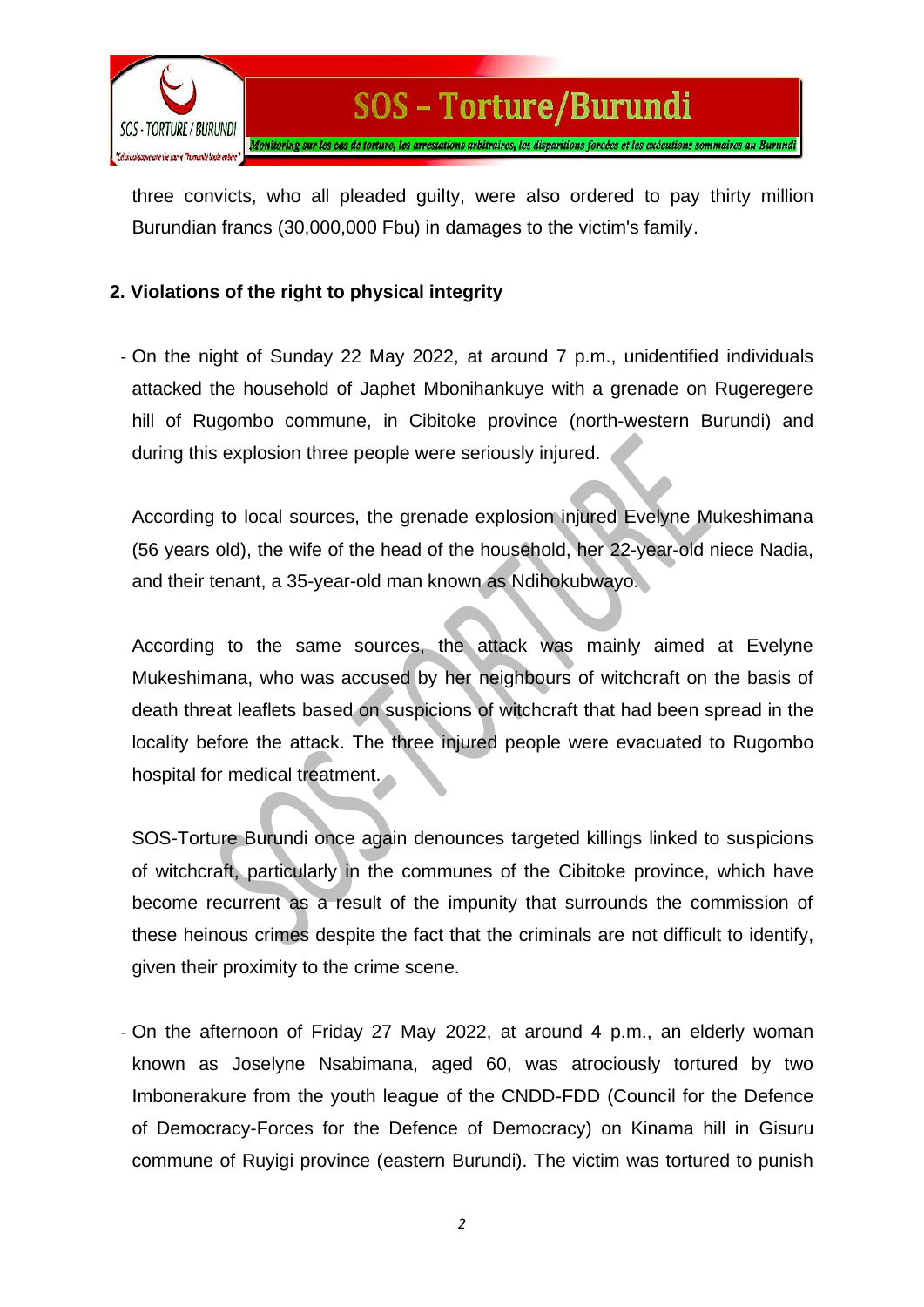three convicts, who all pleaded guilty, were also ordered to pay thirty million Burundian francs (30,000,000 Fbu) in damages to the victim's family.

## 2. Violations of the right to physical integrity

- On the night of Sunday 22 May 2022, at around 7 p.m., unidentified individuals attacked the household of Japhet Mbonihankuye with a grenade on Rugeregere hill of Rugombo commune, in Cibitoke province (north-western Burundi) and during this explosion three people were seriously injured.

  According to local sources, the grenade explosion injured Evelyne Mukeshimana (56 years old), the wife of the head of the household, her 22-year-old niece Nadia, and their tenant, a 35-year-old man known as Ndihokubwayo.

  According to the same sources, the attack was mainly aimed at Evelyne Mukeshimana, who was accused by her neighbours of witchcraft on the basis of death threat leaflets based on suspicions of witchcraft that had been spread in the locality before the attack. The three injured people were evacuated to Rugombo hospital for medical treatment.

  SOS-Torture Burundi once again denounces targeted killings linked to suspicions of witchcraft, particularly in the communes of the Cibitoke province, which have become recurrent as a result of the impunity that surrounds the commission of these heinous crimes despite the fact that the criminals are not difficult to identify, given their proximity to the crime scene.

- On the afternoon of Friday 27 May 2022, at around 4 p.m., an elderly woman known as Joselyne Nsabimana, aged 60, was atrociously tortured by two Imbonerakure from the youth league of the CNDD-FDD (Council for the Defence of Democracy-Forces for the Defence of Democracy) on Kinama hill in Gisuru commune of Ruyigi province (eastern Burundi). The victim was tortured to punish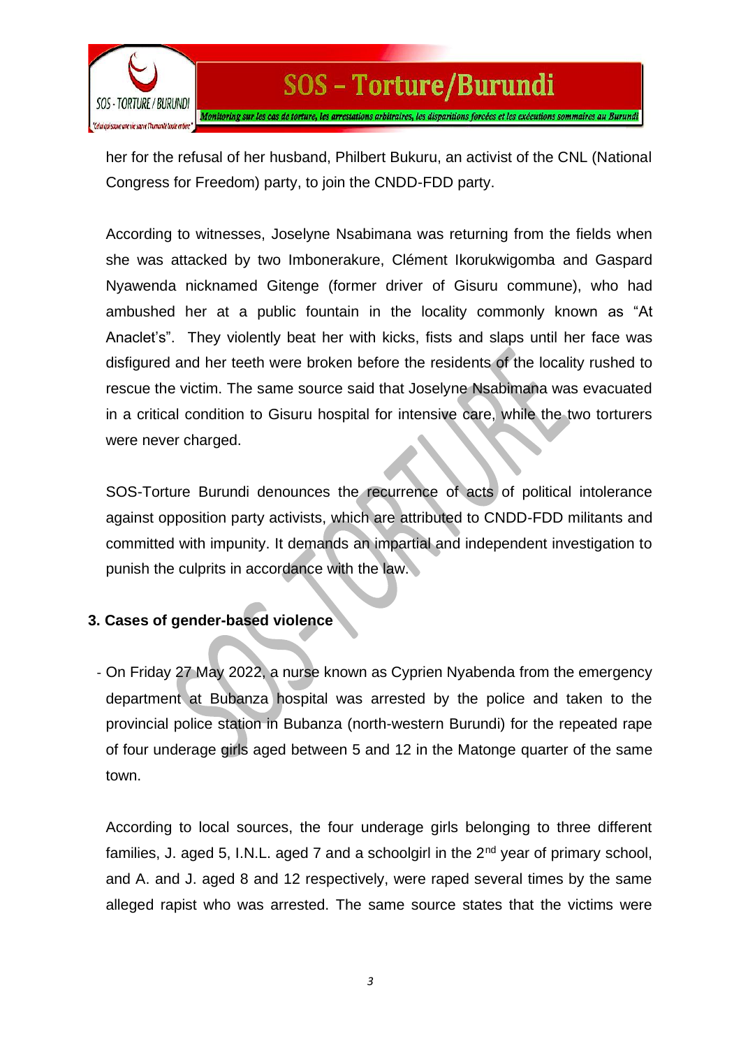her for the refusal of her husband, Philbert Bukuru, an activist of the CNL (National Congress for Freedom) party, to join the CNDD-FDD party.

According to witnesses, Joselyne Nsabimana was returning from the fields when she was attacked by two Imbonerakure, Clément Ikorukwigomba and Gaspard Nyawenda nicknamed Gitenge (former driver of Gisuru commune), who had ambushed her at a public fountain in the locality commonly known as "At Anaclet's". They violently beat her with kicks, fists and slaps until her face was disfigured and her teeth were broken before the residents of the locality rushed to rescue the victim. The same source said that Joselyne Nsabimana was evacuated in a critical condition to Gisuru hospital for intensive care, while the two torturers were never charged.

SOS-Torture Burundi denounces the recurrence of acts of political intolerance against opposition party activists, which are attributed to CNDD-FDD militants and committed with impunity. It demands an impartial and independent investigation to punish the culprits in accordance with the law.

## 3. Cases of gender-based violence

- On Friday 27 May 2022, a nurse known as Cyprien Nyabenda from the emergency department at Bubanza hospital was arrested by the police and taken to the provincial police station in Bubanza (north-western Burundi) for the repeated rape of four underage girls aged between 5 and 12 in the Matonge quarter of the same town.

  According to local sources, the four underage girls belonging to three different families, J. aged 5, I.N.L. aged 7 and a schoolgirl in the 2nd year of primary school, and A. and J. aged 8 and 12 respectively, were raped several times by the same alleged rapist who was arrested. The same source states that the victims were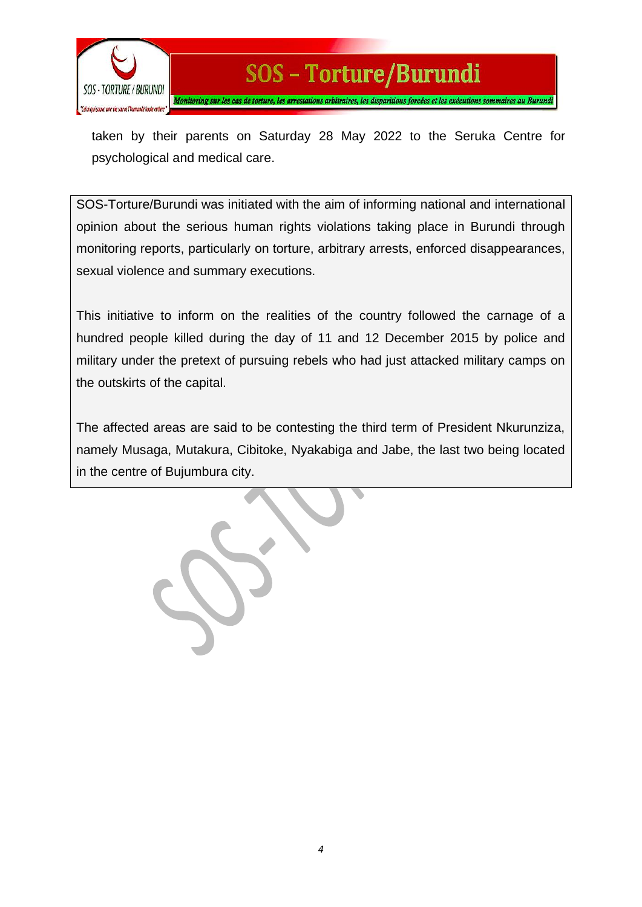taken by their parents on Saturday 28 May 2022 to the Seruka Centre for psychological and medical care.

SOS-Torture/Burundi was initiated with the aim of informing national and international opinion about the serious human rights violations taking place in Burundi through monitoring reports, particularly on torture, arbitrary arrests, enforced disappearances, sexual violence and summary executions.

This initiative to inform on the realities of the country followed the carnage of a hundred people killed during the day of 11 and 12 December 2015 by police and military under the pretext of pursuing rebels who had just attacked military camps on the outskirts of the capital.

The affected areas are said to be contesting the third term of President Nkurunziza, namely Musaga, Mutakura, Cibitoke, Nyakabiga and Jabe, the last two being located in the centre of Bujumbura city.